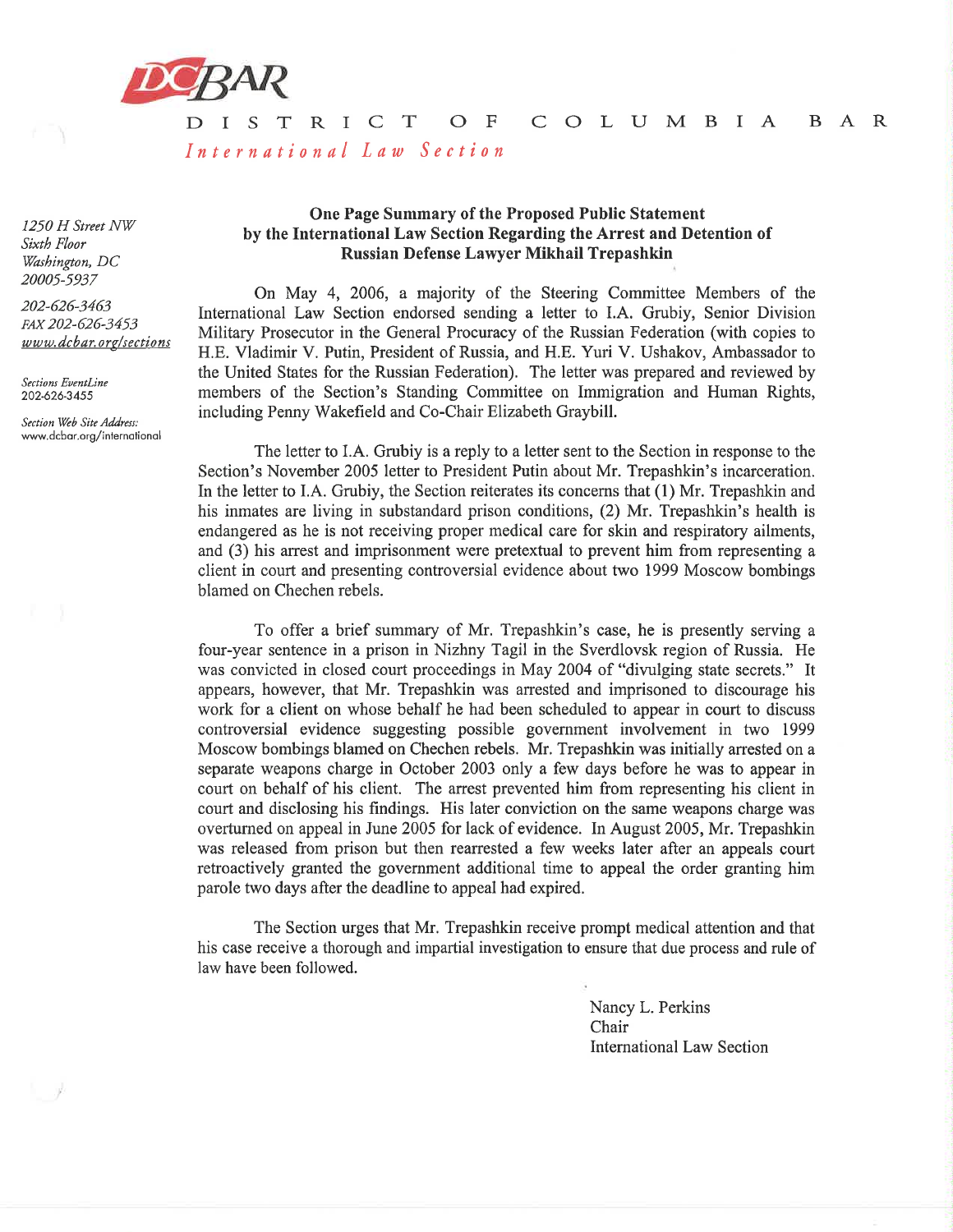DCBAR

DISTRICT OF COLUMBIA BAR

*International Law Section*

*1250 H Street NW*
*Sixth Floor*
*Washington, DC*
*20005-5937*

*202-626-3463*
*FAX 202-626-3453*
*www.dcbar.org/sections*

*Sections EventLine*
202-626-3455

*Section Web Site Address:*
www.dcbar.org/international

**One Page Summary of the Proposed Public Statement by the International Law Section Regarding the Arrest and Detention of Russian Defense Lawyer Mikhail Trepashkin**

On May 4, 2006, a majority of the Steering Committee Members of the International Law Section endorsed sending a letter to I.A. Grubiy, Senior Division Military Prosecutor in the General Procuracy of the Russian Federation (with copies to H.E. Vladimir V. Putin, President of Russia, and H.E. Yuri V. Ushakov, Ambassador to the United States for the Russian Federation). The letter was prepared and reviewed by members of the Section's Standing Committee on Immigration and Human Rights, including Penny Wakefield and Co-Chair Elizabeth Graybill.

The letter to I.A. Grubiy is a reply to a letter sent to the Section in response to the Section's November 2005 letter to President Putin about Mr. Trepashkin's incarceration. In the letter to I.A. Grubiy, the Section reiterates its concerns that (1) Mr. Trepashkin and his inmates are living in substandard prison conditions, (2) Mr. Trepashkin's health is endangered as he is not receiving proper medical care for skin and respiratory ailments, and (3) his arrest and imprisonment were pretextual to prevent him from representing a client in court and presenting controversial evidence about two 1999 Moscow bombings blamed on Chechen rebels.

To offer a brief summary of Mr. Trepashkin's case, he is presently serving a four-year sentence in a prison in Nizhny Tagil in the Sverdlovsk region of Russia. He was convicted in closed court proceedings in May 2004 of "divulging state secrets." It appears, however, that Mr. Trepashkin was arrested and imprisoned to discourage his work for a client on whose behalf he had been scheduled to appear in court to discuss controversial evidence suggesting possible government involvement in two 1999 Moscow bombings blamed on Chechen rebels. Mr. Trepashkin was initially arrested on a separate weapons charge in October 2003 only a few days before he was to appear in court on behalf of his client. The arrest prevented him from representing his client in court and disclosing his findings. His later conviction on the same weapons charge was overturned on appeal in June 2005 for lack of evidence. In August 2005, Mr. Trepashkin was released from prison but then rearrested a few weeks later after an appeals court retroactively granted the government additional time to appeal the order granting him parole two days after the deadline to appeal had expired.

The Section urges that Mr. Trepashkin receive prompt medical attention and that his case receive a thorough and impartial investigation to ensure that due process and rule of law have been followed.

Nancy L. Perkins
Chair
International Law Section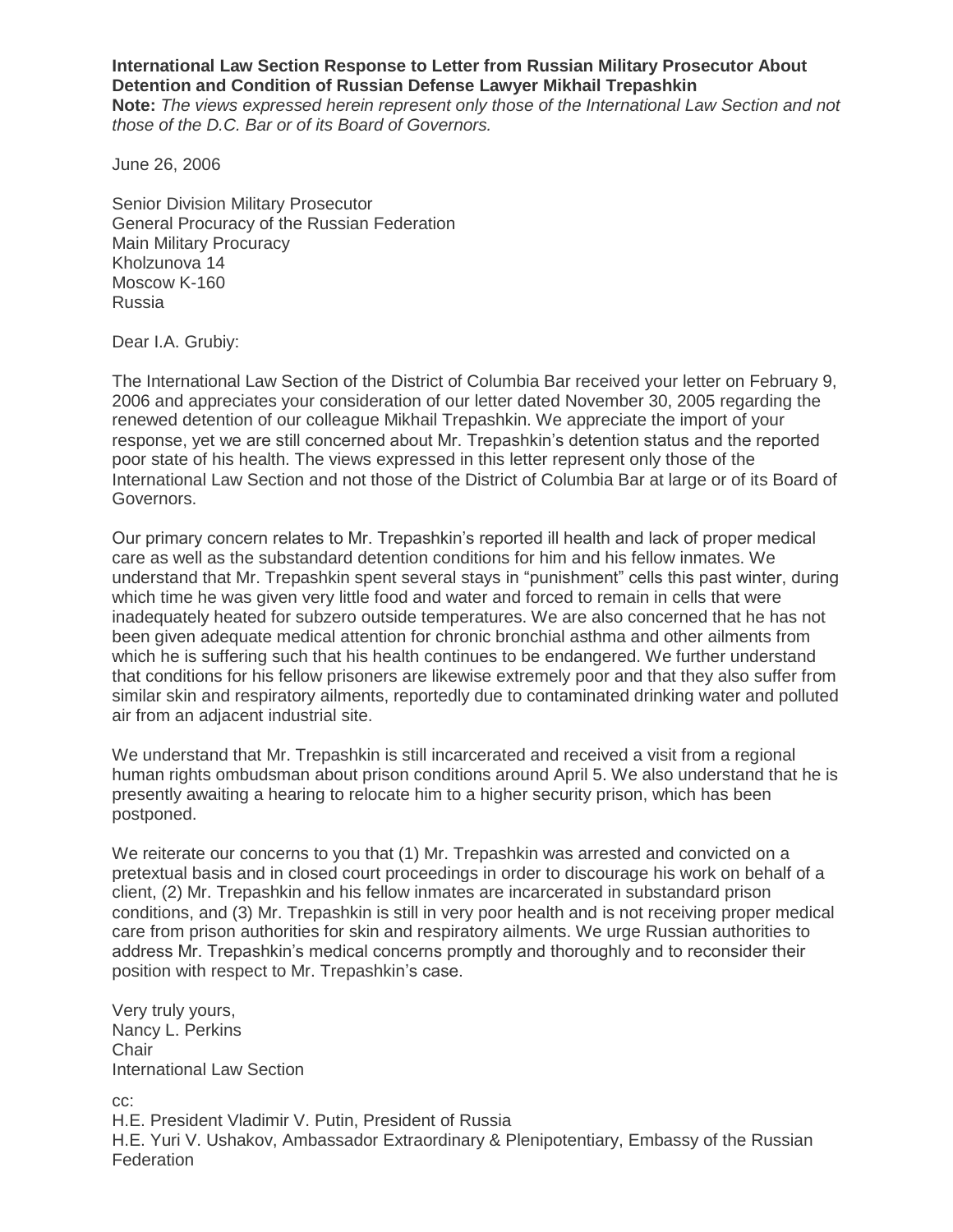**International Law Section Response to Letter from Russian Military Prosecutor About Detention and Condition of Russian Defense Lawyer Mikhail Trepashkin**

**Note:** *The views expressed herein represent only those of the International Law Section and not those of the D.C. Bar or of its Board of Governors.*

June 26, 2006

Senior Division Military Prosecutor
General Procuracy of the Russian Federation
Main Military Procuracy
Kholzunova 14
Moscow K-160
Russia

Dear I.A. Grubiy:

The International Law Section of the District of Columbia Bar received your letter on February 9, 2006 and appreciates your consideration of our letter dated November 30, 2005 regarding the renewed detention of our colleague Mikhail Trepashkin. We appreciate the import of your response, yet we are still concerned about Mr. Trepashkin's detention status and the reported poor state of his health. The views expressed in this letter represent only those of the International Law Section and not those of the District of Columbia Bar at large or of its Board of Governors.

Our primary concern relates to Mr. Trepashkin's reported ill health and lack of proper medical care as well as the substandard detention conditions for him and his fellow inmates. We understand that Mr. Trepashkin spent several stays in "punishment" cells this past winter, during which time he was given very little food and water and forced to remain in cells that were inadequately heated for subzero outside temperatures. We are also concerned that he has not been given adequate medical attention for chronic bronchial asthma and other ailments from which he is suffering such that his health continues to be endangered. We further understand that conditions for his fellow prisoners are likewise extremely poor and that they also suffer from similar skin and respiratory ailments, reportedly due to contaminated drinking water and polluted air from an adjacent industrial site.

We understand that Mr. Trepashkin is still incarcerated and received a visit from a regional human rights ombudsman about prison conditions around April 5. We also understand that he is presently awaiting a hearing to relocate him to a higher security prison, which has been postponed.

We reiterate our concerns to you that (1) Mr. Trepashkin was arrested and convicted on a pretextual basis and in closed court proceedings in order to discourage his work on behalf of a client, (2) Mr. Trepashkin and his fellow inmates are incarcerated in substandard prison conditions, and (3) Mr. Trepashkin is still in very poor health and is not receiving proper medical care from prison authorities for skin and respiratory ailments. We urge Russian authorities to address Mr. Trepashkin's medical concerns promptly and thoroughly and to reconsider their position with respect to Mr. Trepashkin's case.

Very truly yours,
Nancy L. Perkins
Chair
International Law Section

cc:
H.E. President Vladimir V. Putin, President of Russia
H.E. Yuri V. Ushakov, Ambassador Extraordinary & Plenipotentiary, Embassy of the Russian Federation